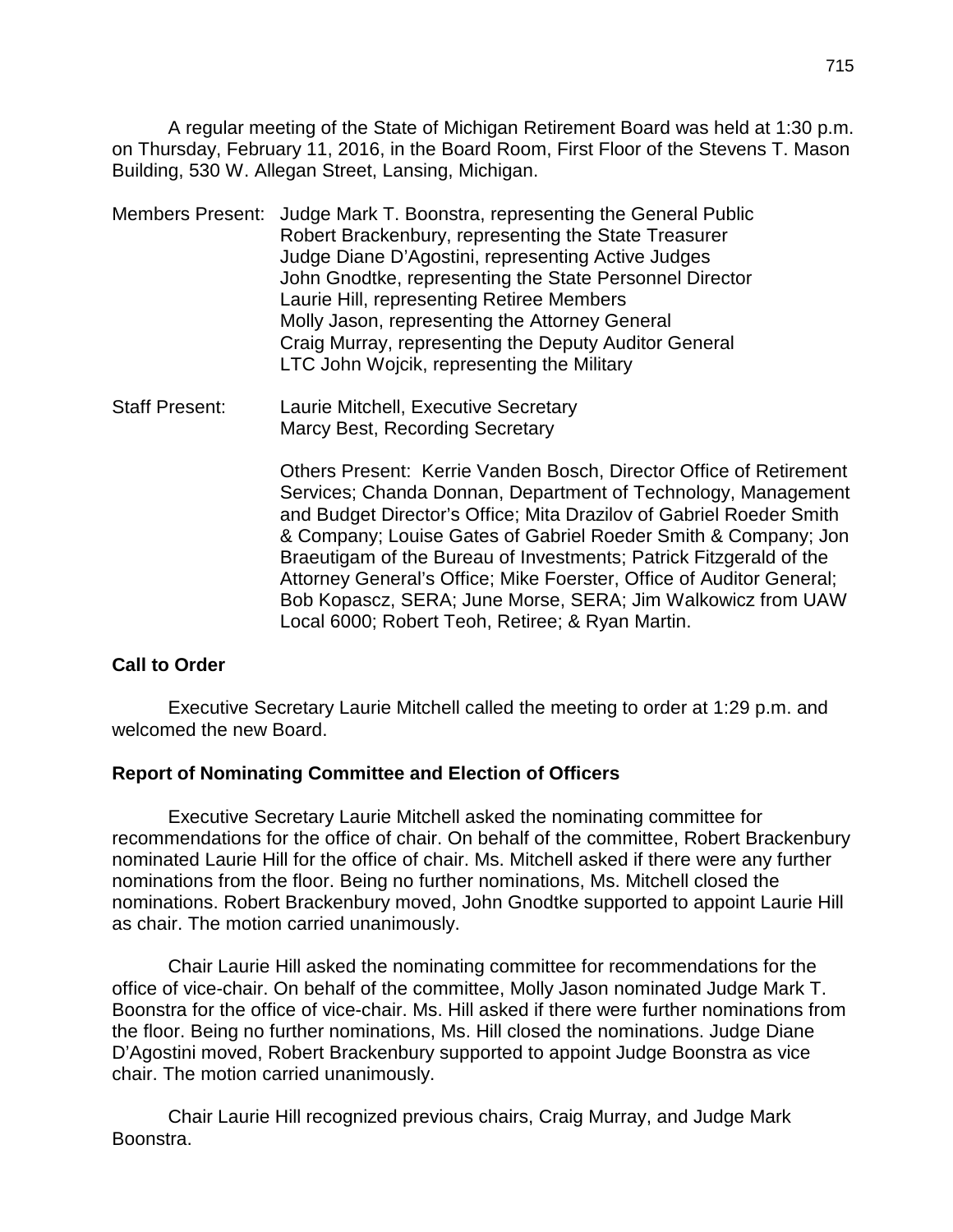A regular meeting of the State of Michigan Retirement Board was held at 1:30 p.m. on Thursday, February 11, 2016, in the Board Room, First Floor of the Stevens T. Mason Building, 530 W. Allegan Street, Lansing, Michigan.

Members Present: Judge Mark T. Boonstra, representing the General Public
Robert Brackenbury, representing the State Treasurer
Judge Diane D'Agostini, representing Active Judges
John Gnodtke, representing the State Personnel Director
Laurie Hill, representing Retiree Members
Molly Jason, representing the Attorney General
Craig Murray, representing the Deputy Auditor General
LTC John Wojcik, representing the Military

Staff Present: Laurie Mitchell, Executive Secretary
Marcy Best, Recording Secretary

Others Present: Kerrie Vanden Bosch, Director Office of Retirement Services; Chanda Donnan, Department of Technology, Management and Budget Director's Office; Mita Drazilov of Gabriel Roeder Smith & Company; Louise Gates of Gabriel Roeder Smith & Company; Jon Braeutigam of the Bureau of Investments; Patrick Fitzgerald of the Attorney General's Office; Mike Foerster, Office of Auditor General; Bob Kopascz, SERA; June Morse, SERA; Jim Walkowicz from UAW Local 6000; Robert Teoh, Retiree; & Ryan Martin.

**Call to Order**

Executive Secretary Laurie Mitchell called the meeting to order at 1:29 p.m. and welcomed the new Board.

**Report of Nominating Committee and Election of Officers**

Executive Secretary Laurie Mitchell asked the nominating committee for recommendations for the office of chair. On behalf of the committee, Robert Brackenbury nominated Laurie Hill for the office of chair. Ms. Mitchell asked if there were any further nominations from the floor. Being no further nominations, Ms. Mitchell closed the nominations. Robert Brackenbury moved, John Gnodtke supported to appoint Laurie Hill as chair. The motion carried unanimously.

Chair Laurie Hill asked the nominating committee for recommendations for the office of vice-chair. On behalf of the committee, Molly Jason nominated Judge Mark T. Boonstra for the office of vice-chair. Ms. Hill asked if there were further nominations from the floor. Being no further nominations, Ms. Hill closed the nominations. Judge Diane D'Agostini moved, Robert Brackenbury supported to appoint Judge Boonstra as vice chair. The motion carried unanimously.

Chair Laurie Hill recognized previous chairs, Craig Murray, and Judge Mark Boonstra.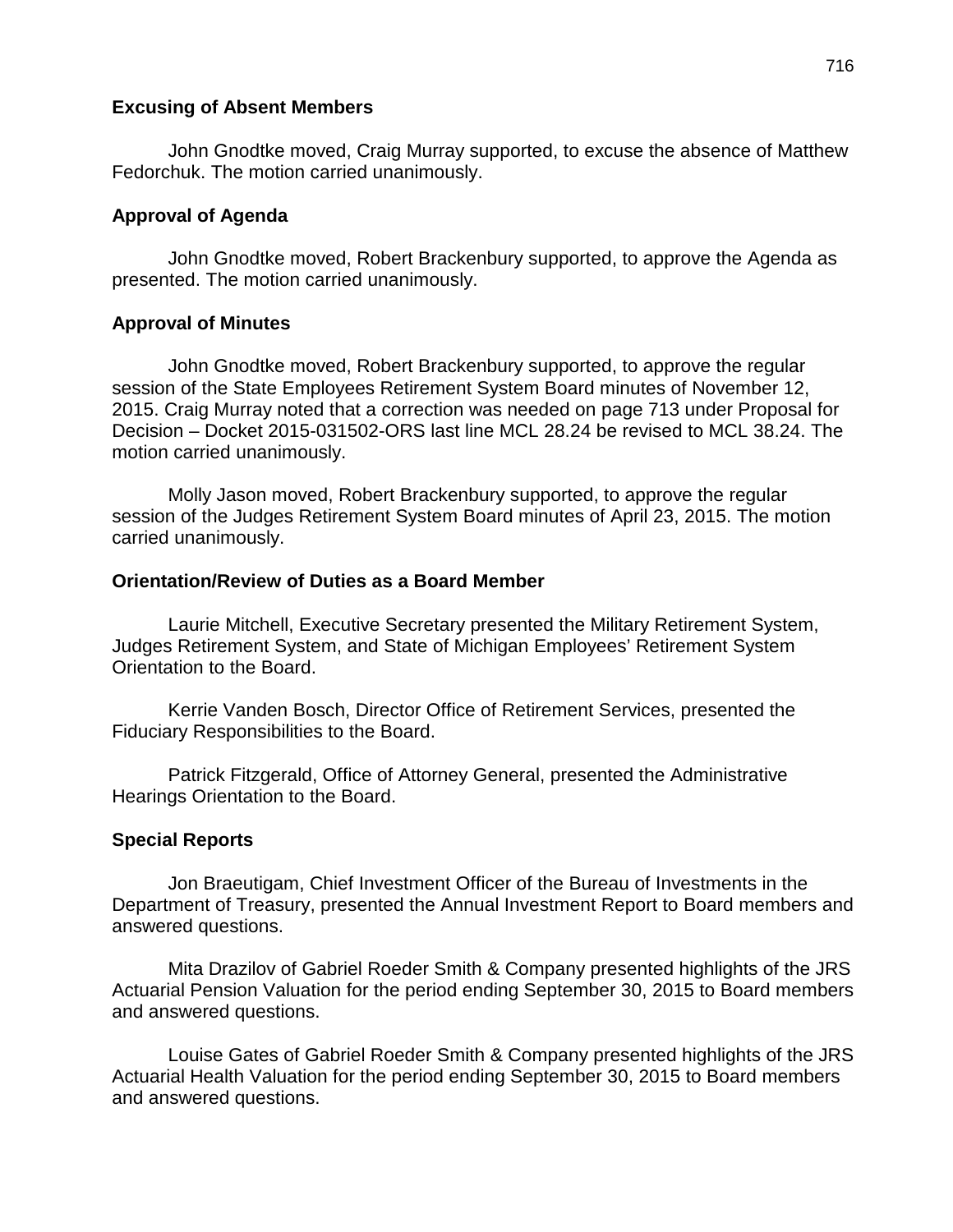**Excusing of Absent Members**

John Gnodtke moved, Craig Murray supported, to excuse the absence of Matthew Fedorchuk. The motion carried unanimously.

**Approval of Agenda**

John Gnodtke moved, Robert Brackenbury supported, to approve the Agenda as presented. The motion carried unanimously.

**Approval of Minutes**

John Gnodtke moved, Robert Brackenbury supported, to approve the regular session of the State Employees Retirement System Board minutes of November 12, 2015. Craig Murray noted that a correction was needed on page 713 under Proposal for Decision – Docket 2015-031502-ORS last line MCL 28.24 be revised to MCL 38.24. The motion carried unanimously.

Molly Jason moved, Robert Brackenbury supported, to approve the regular session of the Judges Retirement System Board minutes of April 23, 2015. The motion carried unanimously.

**Orientation/Review of Duties as a Board Member**

Laurie Mitchell, Executive Secretary presented the Military Retirement System, Judges Retirement System, and State of Michigan Employees' Retirement System Orientation to the Board.

Kerrie Vanden Bosch, Director Office of Retirement Services, presented the Fiduciary Responsibilities to the Board.

Patrick Fitzgerald, Office of Attorney General, presented the Administrative Hearings Orientation to the Board.

**Special Reports**

Jon Braeutigam, Chief Investment Officer of the Bureau of Investments in the Department of Treasury, presented the Annual Investment Report to Board members and answered questions.

Mita Drazilov of Gabriel Roeder Smith & Company presented highlights of the JRS Actuarial Pension Valuation for the period ending September 30, 2015 to Board members and answered questions.

Louise Gates of Gabriel Roeder Smith & Company presented highlights of the JRS Actuarial Health Valuation for the period ending September 30, 2015 to Board members and answered questions.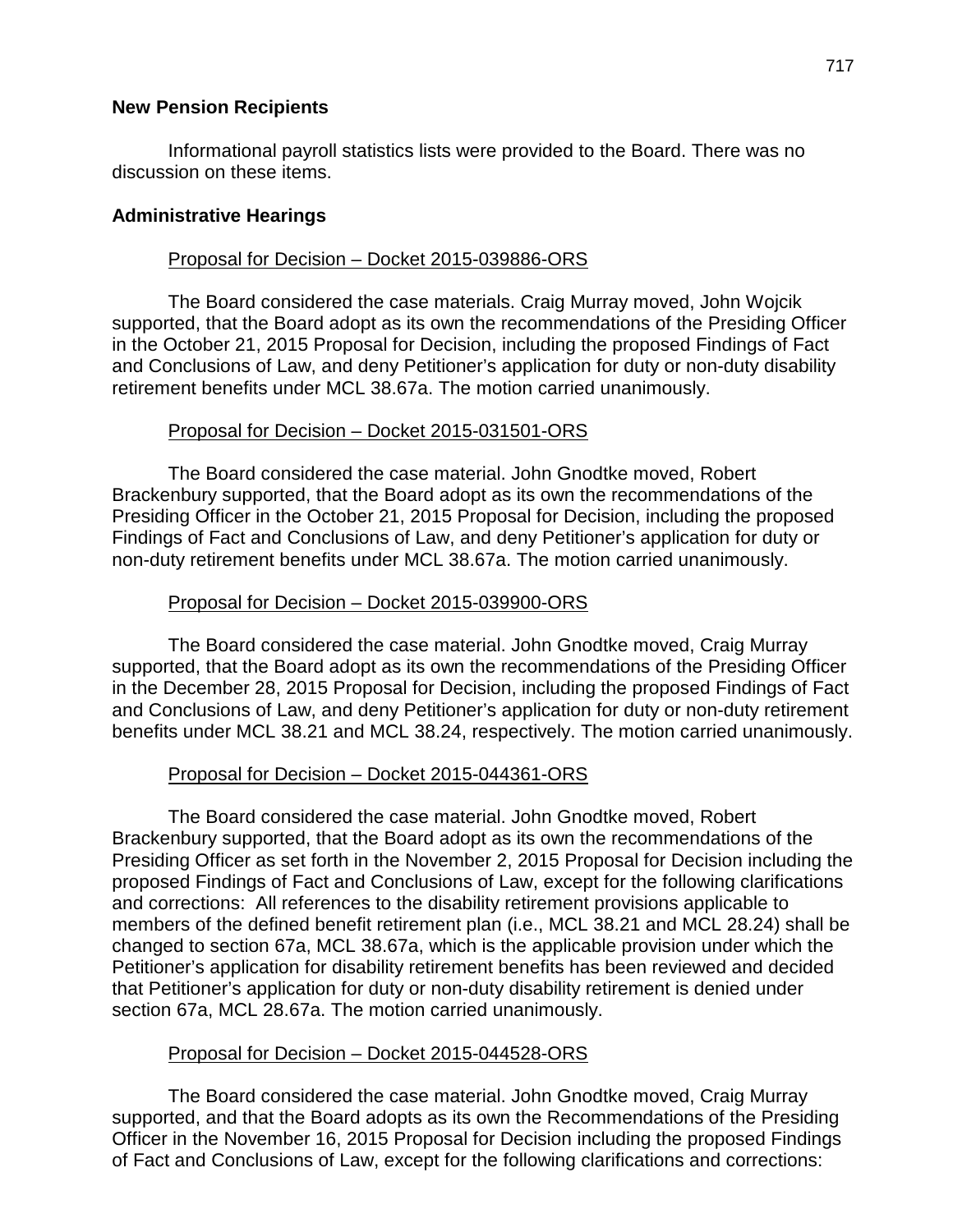## New Pension Recipients

Informational payroll statistics lists were provided to the Board. There was no discussion on these items.

## Administrative Hearings

Proposal for Decision – Docket 2015-039886-ORS

The Board considered the case materials. Craig Murray moved, John Wojcik supported, that the Board adopt as its own the recommendations of the Presiding Officer in the October 21, 2015 Proposal for Decision, including the proposed Findings of Fact and Conclusions of Law, and deny Petitioner's application for duty or non-duty disability retirement benefits under MCL 38.67a. The motion carried unanimously.

Proposal for Decision – Docket 2015-031501-ORS

The Board considered the case material. John Gnodtke moved, Robert Brackenbury supported, that the Board adopt as its own the recommendations of the Presiding Officer in the October 21, 2015 Proposal for Decision, including the proposed Findings of Fact and Conclusions of Law, and deny Petitioner's application for duty or non-duty retirement benefits under MCL 38.67a. The motion carried unanimously.

Proposal for Decision – Docket 2015-039900-ORS

The Board considered the case material. John Gnodtke moved, Craig Murray supported, that the Board adopt as its own the recommendations of the Presiding Officer in the December 28, 2015 Proposal for Decision, including the proposed Findings of Fact and Conclusions of Law, and deny Petitioner's application for duty or non-duty retirement benefits under MCL 38.21 and MCL 38.24, respectively. The motion carried unanimously.

Proposal for Decision – Docket 2015-044361-ORS

The Board considered the case material. John Gnodtke moved, Robert Brackenbury supported, that the Board adopt as its own the recommendations of the Presiding Officer as set forth in the November 2, 2015 Proposal for Decision including the proposed Findings of Fact and Conclusions of Law, except for the following clarifications and corrections: All references to the disability retirement provisions applicable to members of the defined benefit retirement plan (i.e., MCL 38.21 and MCL 28.24) shall be changed to section 67a, MCL 38.67a, which is the applicable provision under which the Petitioner's application for disability retirement benefits has been reviewed and decided that Petitioner's application for duty or non-duty disability retirement is denied under section 67a, MCL 28.67a. The motion carried unanimously.

Proposal for Decision – Docket 2015-044528-ORS

The Board considered the case material. John Gnodtke moved, Craig Murray supported, and that the Board adopts as its own the Recommendations of the Presiding Officer in the November 16, 2015 Proposal for Decision including the proposed Findings of Fact and Conclusions of Law, except for the following clarifications and corrections: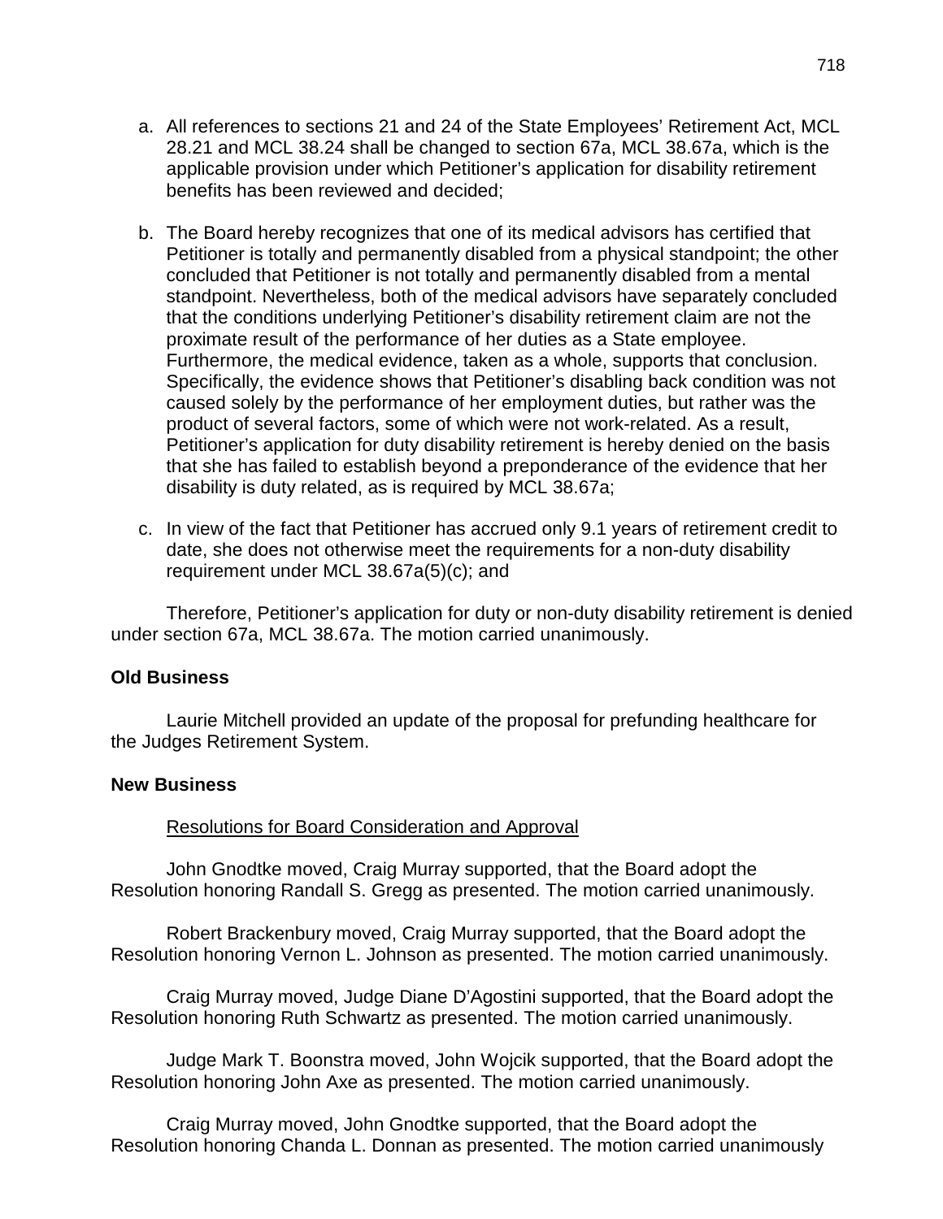a. All references to sections 21 and 24 of the State Employees' Retirement Act, MCL 28.21 and MCL 38.24 shall be changed to section 67a, MCL 38.67a, which is the applicable provision under which Petitioner's application for disability retirement benefits has been reviewed and decided;

b. The Board hereby recognizes that one of its medical advisors has certified that Petitioner is totally and permanently disabled from a physical standpoint; the other concluded that Petitioner is not totally and permanently disabled from a mental standpoint. Nevertheless, both of the medical advisors have separately concluded that the conditions underlying Petitioner's disability retirement claim are not the proximate result of the performance of her duties as a State employee. Furthermore, the medical evidence, taken as a whole, supports that conclusion. Specifically, the evidence shows that Petitioner's disabling back condition was not caused solely by the performance of her employment duties, but rather was the product of several factors, some of which were not work-related. As a result, Petitioner's application for duty disability retirement is hereby denied on the basis that she has failed to establish beyond a preponderance of the evidence that her disability is duty related, as is required by MCL 38.67a;

c. In view of the fact that Petitioner has accrued only 9.1 years of retirement credit to date, she does not otherwise meet the requirements for a non-duty disability requirement under MCL 38.67a(5)(c); and

Therefore, Petitioner's application for duty or non-duty disability retirement is denied under section 67a, MCL 38.67a. The motion carried unanimously.

**Old Business**

Laurie Mitchell provided an update of the proposal for prefunding healthcare for the Judges Retirement System.

**New Business**

Resolutions for Board Consideration and Approval

John Gnodtke moved, Craig Murray supported, that the Board adopt the Resolution honoring Randall S. Gregg as presented. The motion carried unanimously.

Robert Brackenbury moved, Craig Murray supported, that the Board adopt the Resolution honoring Vernon L. Johnson as presented. The motion carried unanimously.

Craig Murray moved, Judge Diane D'Agostini supported, that the Board adopt the Resolution honoring Ruth Schwartz as presented. The motion carried unanimously.

Judge Mark T. Boonstra moved, John Wojcik supported, that the Board adopt the Resolution honoring John Axe as presented. The motion carried unanimously.

Craig Murray moved, John Gnodtke supported, that the Board adopt the Resolution honoring Chanda L. Donnan as presented. The motion carried unanimously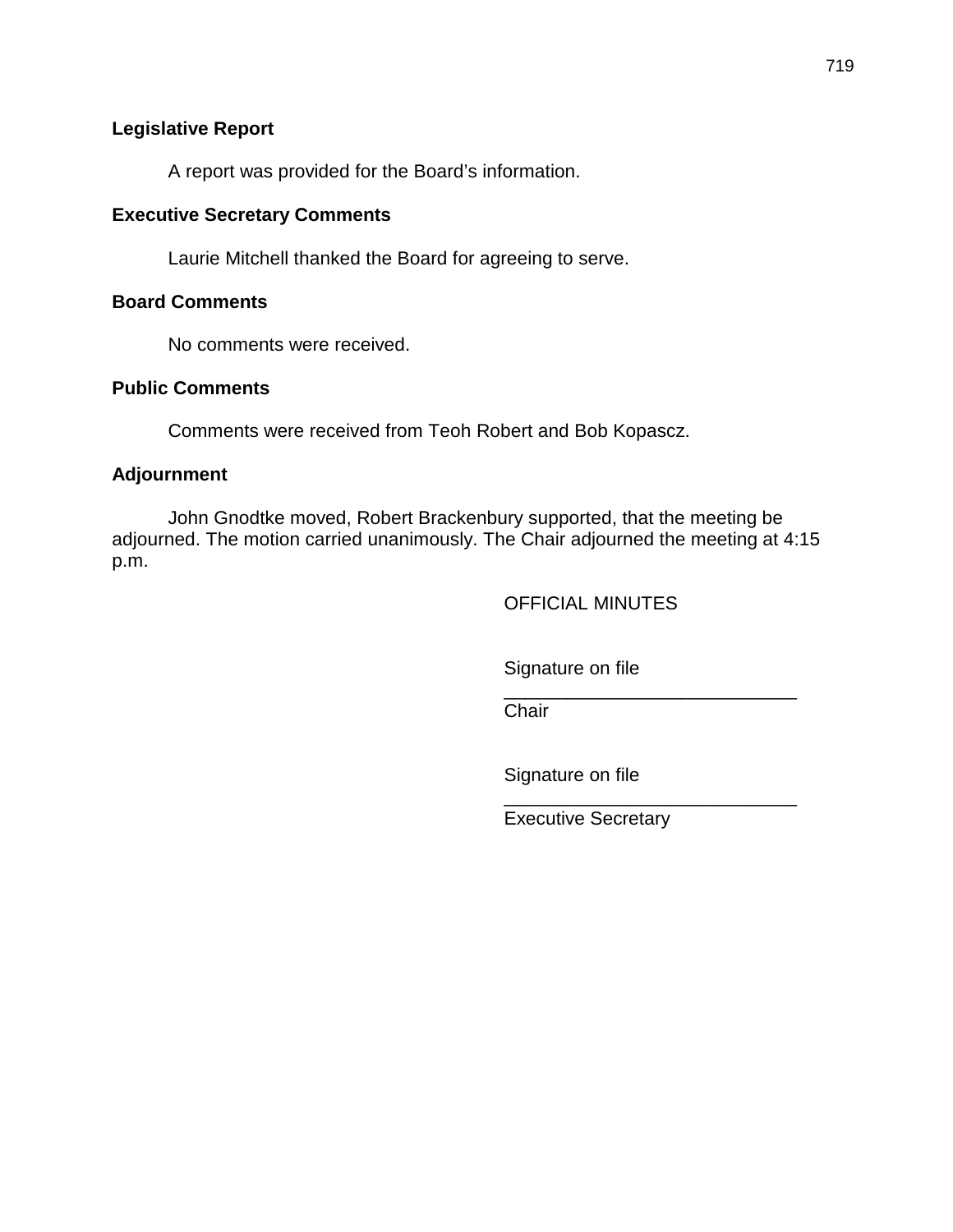**Legislative Report**

A report was provided for the Board's information.

**Executive Secretary Comments**

Laurie Mitchell thanked the Board for agreeing to serve.

**Board Comments**

No comments were received.

**Public Comments**

Comments were received from Teoh Robert and Bob Kopascz.

**Adjournment**

John Gnodtke moved, Robert Brackenbury supported, that the meeting be adjourned. The motion carried unanimously. The Chair adjourned the meeting at 4:15 p.m.

OFFICIAL MINUTES

Signature on file
___________________________
Chair

Signature on file
___________________________
Executive Secretary